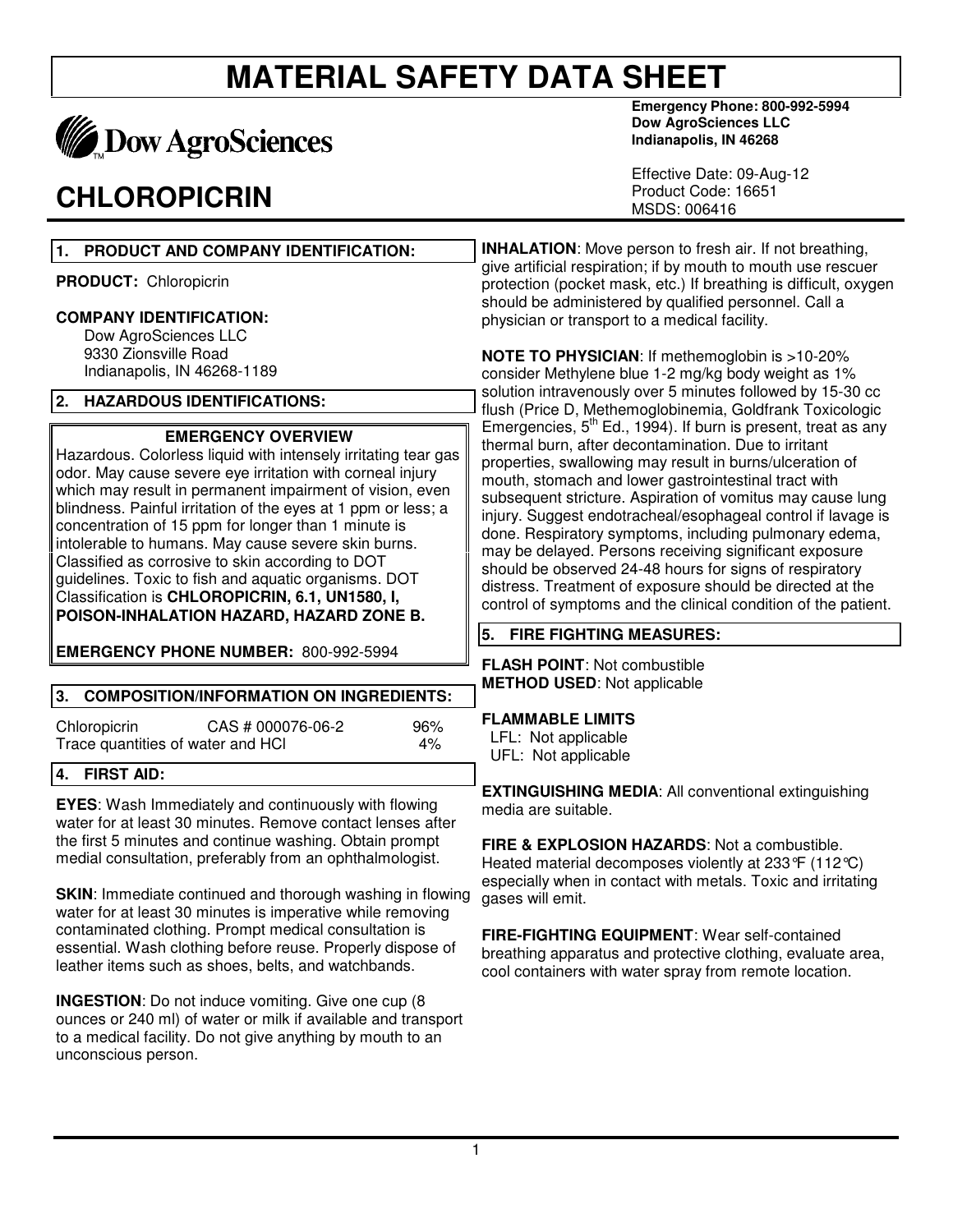# MATERIAL SAFETY DATA SHEET

Dow AgroSciences

**Emergency Phone: 800-992-5994**
**Dow AgroSciences LLC**
**Indianapolis, IN 46268**

Effective Date: 09-Aug-12
Product Code: 16651
MSDS: 006416

# CHLOROPICRIN

## 1. PRODUCT AND COMPANY IDENTIFICATION:

**PRODUCT:** Chloropicrin

**COMPANY IDENTIFICATION:**
Dow AgroSciences LLC
9330 Zionsville Road
Indianapolis, IN 46268-1189

## 2. HAZARDOUS IDENTIFICATIONS:

**EMERGENCY OVERVIEW**

Hazardous. Colorless liquid with intensely irritating tear gas odor. May cause severe eye irritation with corneal injury which may result in permanent impairment of vision, even blindness. Painful irritation of the eyes at 1 ppm or less; a concentration of 15 ppm for longer than 1 minute is intolerable to humans. May cause severe skin burns. Classified as corrosive to skin according to DOT guidelines. Toxic to fish and aquatic organisms. DOT Classification is **CHLOROPICRIN, 6.1, UN1580, I, POISON-INHALATION HAZARD, HAZARD ZONE B.**

**EMERGENCY PHONE NUMBER:** 800-992-5994

## 3. COMPOSITION/INFORMATION ON INGREDIENTS:

| | | |
|---|---|---|
| Chloropicrin | CAS # 000076-06-2 | 96% |
| Trace quantities of water and HCl | | 4% |

## 4. FIRST AID:

**EYES**: Wash Immediately and continuously with flowing water for at least 30 minutes. Remove contact lenses after the first 5 minutes and continue washing. Obtain prompt medial consultation, preferably from an ophthalmologist.

**SKIN**: Immediate continued and thorough washing in flowing water for at least 30 minutes is imperative while removing contaminated clothing. Prompt medical consultation is essential. Wash clothing before reuse. Properly dispose of leather items such as shoes, belts, and watchbands.

**INGESTION**: Do not induce vomiting. Give one cup (8 ounces or 240 ml) of water or milk if available and transport to a medical facility. Do not give anything by mouth to an unconscious person.

**INHALATION**: Move person to fresh air. If not breathing, give artificial respiration; if by mouth to mouth use rescuer protection (pocket mask, etc.) If breathing is difficult, oxygen should be administered by qualified personnel. Call a physician or transport to a medical facility.

**NOTE TO PHYSICIAN**: If methemoglobin is >10-20% consider Methylene blue 1-2 mg/kg body weight as 1% solution intravenously over 5 minutes followed by 15-30 cc flush (Price D, Methemoglobinemia, Goldfrank Toxicologic Emergencies, 5th Ed., 1994). If burn is present, treat as any thermal burn, after decontamination. Due to irritant properties, swallowing may result in burns/ulceration of mouth, stomach and lower gastrointestinal tract with subsequent stricture. Aspiration of vomitus may cause lung injury. Suggest endotracheal/esophageal control if lavage is done. Respiratory symptoms, including pulmonary edema, may be delayed. Persons receiving significant exposure should be observed 24-48 hours for signs of respiratory distress. Treatment of exposure should be directed at the control of symptoms and the clinical condition of the patient.

## 5. FIRE FIGHTING MEASURES:

**FLASH POINT**: Not combustible
**METHOD USED**: Not applicable

**FLAMMABLE LIMITS**
LFL: Not applicable
UFL: Not applicable

**EXTINGUISHING MEDIA**: All conventional extinguishing media are suitable.

**FIRE & EXPLOSION HAZARDS**: Not a combustible. Heated material decomposes violently at 233°F (112°C) especially when in contact with metals. Toxic and irritating gases will emit.

**FIRE-FIGHTING EQUIPMENT**: Wear self-contained breathing apparatus and protective clothing, evaluate area, cool containers with water spray from remote location.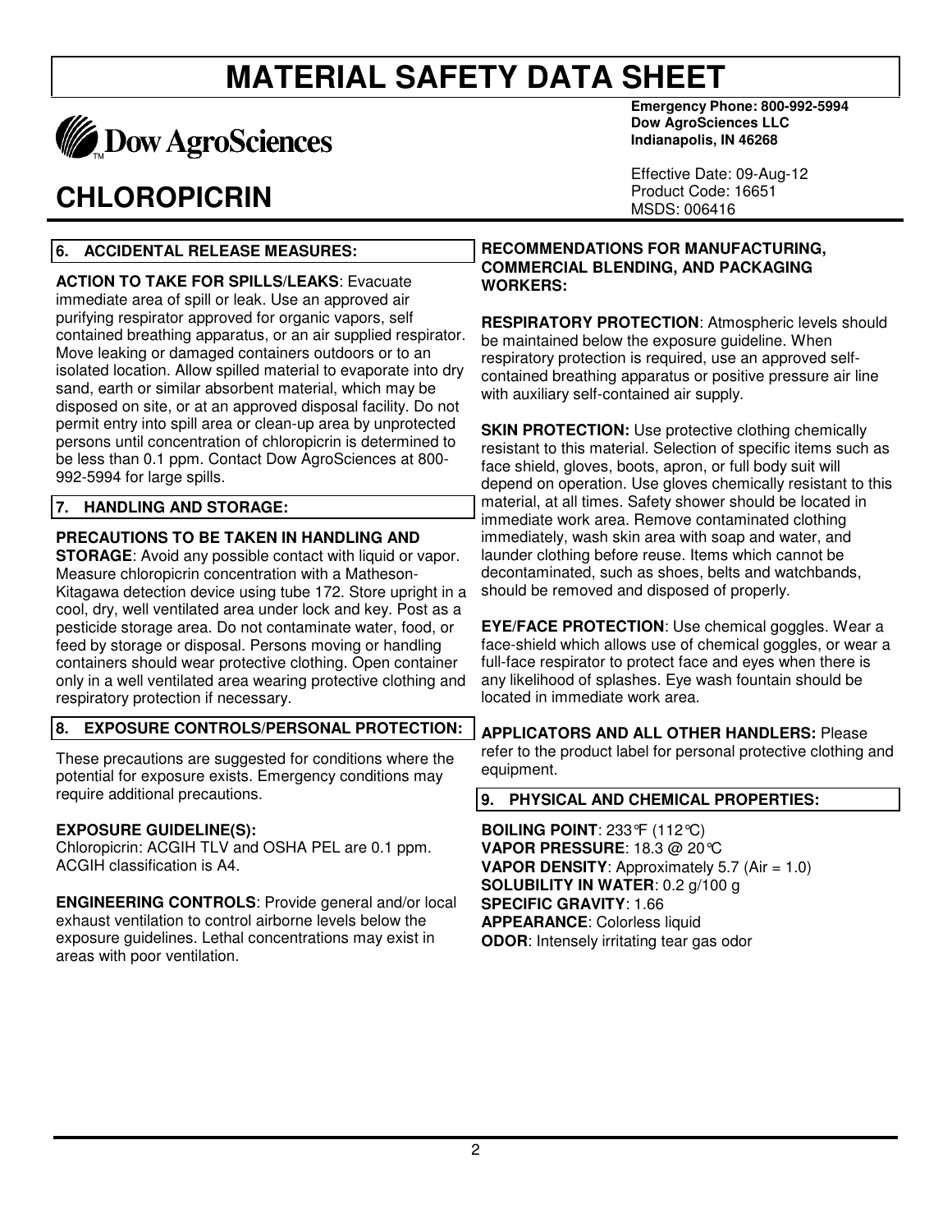# MATERIAL SAFETY DATA SHEET

Dow AgroSciences

**Emergency Phone: 800-992-5994**
**Dow AgroSciences LLC**
**Indianapolis, IN 46268**

# CHLOROPICRIN

Effective Date: 09-Aug-12
Product Code: 16651
MSDS: 006416

## 6. ACCIDENTAL RELEASE MEASURES:

**ACTION TO TAKE FOR SPILLS/LEAKS**: Evacuate immediate area of spill or leak. Use an approved air purifying respirator approved for organic vapors, self contained breathing apparatus, or an air supplied respirator. Move leaking or damaged containers outdoors or to an isolated location. Allow spilled material to evaporate into dry sand, earth or similar absorbent material, which may be disposed on site, or at an approved disposal facility. Do not permit entry into spill area or clean-up area by unprotected persons until concentration of chloropicrin is determined to be less than 0.1 ppm. Contact Dow AgroSciences at 800-992-5994 for large spills.

## 7. HANDLING AND STORAGE:

**PRECAUTIONS TO BE TAKEN IN HANDLING AND STORAGE**: Avoid any possible contact with liquid or vapor. Measure chloropicrin concentration with a Matheson-Kitagawa detection device using tube 172. Store upright in a cool, dry, well ventilated area under lock and key. Post as a pesticide storage area. Do not contaminate water, food, or feed by storage or disposal. Persons moving or handling containers should wear protective clothing. Open container only in a well ventilated area wearing protective clothing and respiratory protection if necessary.

## 8. EXPOSURE CONTROLS/PERSONAL PROTECTION:

These precautions are suggested for conditions where the potential for exposure exists. Emergency conditions may require additional precautions.

**EXPOSURE GUIDELINE(S):**
Chloropicrin: ACGIH TLV and OSHA PEL are 0.1 ppm. ACGIH classification is A4.

**ENGINEERING CONTROLS**: Provide general and/or local exhaust ventilation to control airborne levels below the exposure guidelines. Lethal concentrations may exist in areas with poor ventilation.

**RECOMMENDATIONS FOR MANUFACTURING, COMMERCIAL BLENDING, AND PACKAGING WORKERS:**

**RESPIRATORY PROTECTION**: Atmospheric levels should be maintained below the exposure guideline. When respiratory protection is required, use an approved self-contained breathing apparatus or positive pressure air line with auxiliary self-contained air supply.

**SKIN PROTECTION:** Use protective clothing chemically resistant to this material. Selection of specific items such as face shield, gloves, boots, apron, or full body suit will depend on operation. Use gloves chemically resistant to this material, at all times. Safety shower should be located in immediate work area. Remove contaminated clothing immediately, wash skin area with soap and water, and launder clothing before reuse. Items which cannot be decontaminated, such as shoes, belts and watchbands, should be removed and disposed of properly.

**EYE/FACE PROTECTION**: Use chemical goggles. Wear a face-shield which allows use of chemical goggles, or wear a full-face respirator to protect face and eyes when there is any likelihood of splashes. Eye wash fountain should be located in immediate work area.

**APPLICATORS AND ALL OTHER HANDLERS:** Please refer to the product label for personal protective clothing and equipment.

## 9. PHYSICAL AND CHEMICAL PROPERTIES:

**BOILING POINT**: 233°F (112°C)
**VAPOR PRESSURE**: 18.3 @ 20°C
**VAPOR DENSITY**: Approximately 5.7 (Air = 1.0)
**SOLUBILITY IN WATER**: 0.2 g/100 g
**SPECIFIC GRAVITY**: 1.66
**APPEARANCE**: Colorless liquid
**ODOR**: Intensely irritating tear gas odor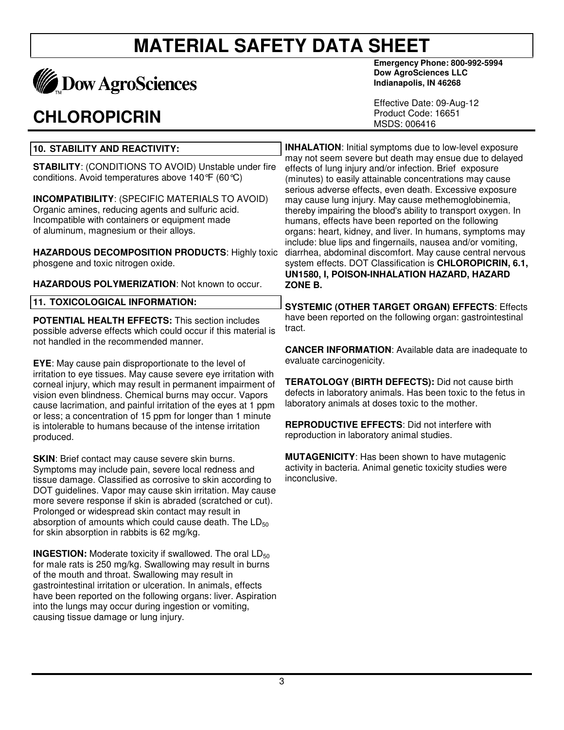# MATERIAL SAFETY DATA SHEET

Dow AgroSciences

**Emergency Phone: 800-992-5994**
**Dow AgroSciences LLC**
**Indianapolis, IN 46268**

Effective Date: 09-Aug-12
Product Code: 16651
MSDS: 006416

# CHLOROPICRIN

## 10. STABILITY AND REACTIVITY:

**STABILITY**: (CONDITIONS TO AVOID) Unstable under fire conditions. Avoid temperatures above 140°F (60°C)

**INCOMPATIBILITY**: (SPECIFIC MATERIALS TO AVOID) Organic amines, reducing agents and sulfuric acid. Incompatible with containers or equipment made of aluminum, magnesium or their alloys.

**HAZARDOUS DECOMPOSITION PRODUCTS**: Highly toxic phosgene and toxic nitrogen oxide.

**HAZARDOUS POLYMERIZATION**: Not known to occur.

## 11. TOXICOLOGICAL INFORMATION:

**POTENTIAL HEALTH EFFECTS:** This section includes possible adverse effects which could occur if this material is not handled in the recommended manner.

**EYE**: May cause pain disproportionate to the level of irritation to eye tissues. May cause severe eye irritation with corneal injury, which may result in permanent impairment of vision even blindness. Chemical burns may occur. Vapors cause lacrimation, and painful irritation of the eyes at 1 ppm or less; a concentration of 15 ppm for longer than 1 minute is intolerable to humans because of the intense irritation produced.

**SKIN**: Brief contact may cause severe skin burns. Symptoms may include pain, severe local redness and tissue damage. Classified as corrosive to skin according to DOT guidelines. Vapor may cause skin irritation. May cause more severe response if skin is abraded (scratched or cut). Prolonged or widespread skin contact may result in absorption of amounts which could cause death. The $LD_{50}$ for skin absorption in rabbits is 62 mg/kg.

**INGESTION:** Moderate toxicity if swallowed. The oral $LD_{50}$ for male rats is 250 mg/kg. Swallowing may result in burns of the mouth and throat. Swallowing may result in gastrointestinal irritation or ulceration. In animals, effects have been reported on the following organs: liver. Aspiration into the lungs may occur during ingestion or vomiting, causing tissue damage or lung injury.

**INHALATION**: Initial symptoms due to low-level exposure may not seem severe but death may ensue due to delayed effects of lung injury and/or infection. Brief exposure (minutes) to easily attainable concentrations may cause serious adverse effects, even death. Excessive exposure may cause lung injury. May cause methemoglobinemia, thereby impairing the blood's ability to transport oxygen. In humans, effects have been reported on the following organs: heart, kidney, and liver. In humans, symptoms may include: blue lips and fingernails, nausea and/or vomiting, diarrhea, abdominal discomfort. May cause central nervous system effects. DOT Classification is **CHLOROPICRIN, 6.1, UN1580, I, POISON-INHALATION HAZARD, HAZARD ZONE B.**

**SYSTEMIC (OTHER TARGET ORGAN) EFFECTS**: Effects have been reported on the following organ: gastrointestinal tract.

**CANCER INFORMATION**: Available data are inadequate to evaluate carcinogenicity.

**TERATOLOGY (BIRTH DEFECTS):** Did not cause birth defects in laboratory animals. Has been toxic to the fetus in laboratory animals at doses toxic to the mother.

**REPRODUCTIVE EFFECTS**: Did not interfere with reproduction in laboratory animal studies.

**MUTAGENICITY**: Has been shown to have mutagenic activity in bacteria. Animal genetic toxicity studies were inconclusive.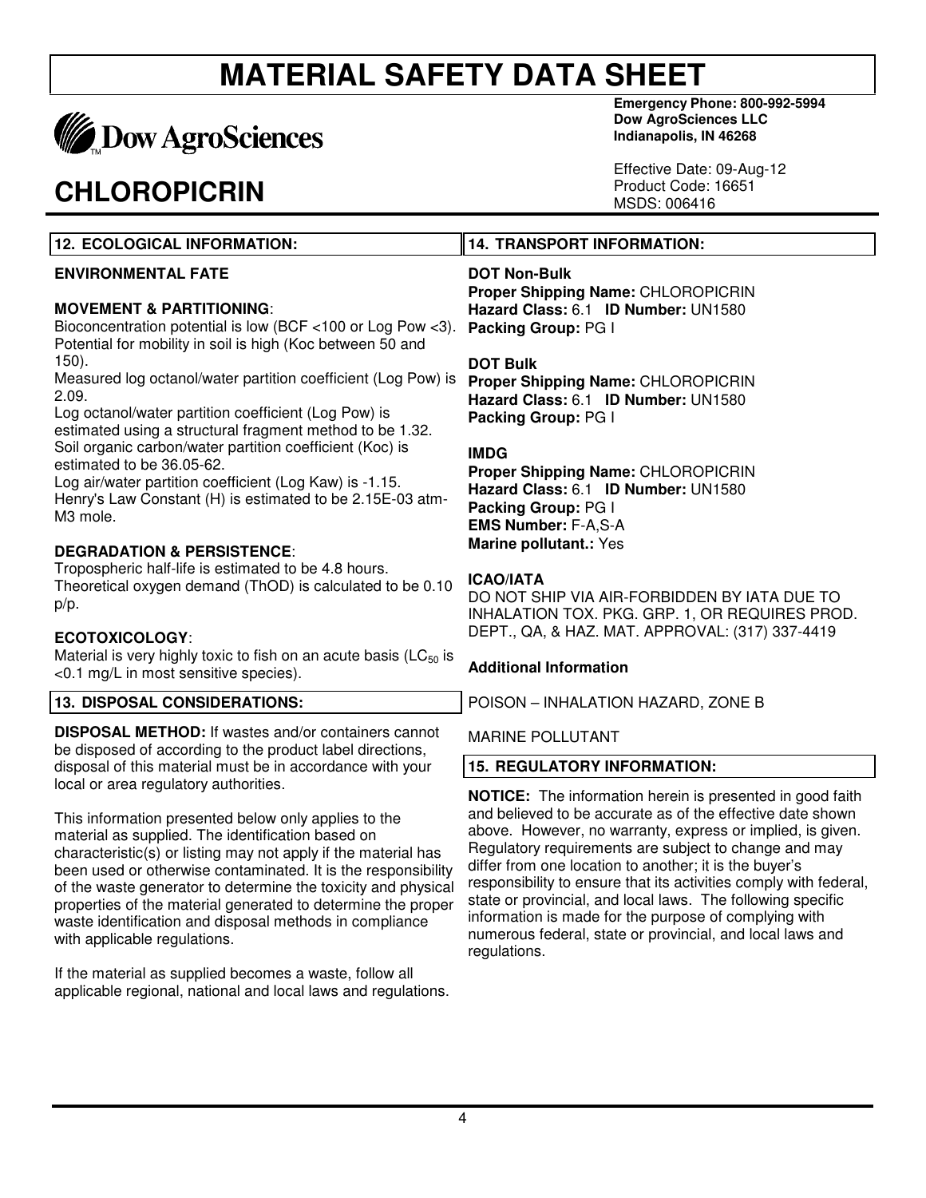# MATERIAL SAFETY DATA SHEET

Dow AgroSciences

**Emergency Phone: 800-992-5994**
**Dow AgroSciences LLC**
**Indianapolis, IN 46268**

# CHLOROPICRIN

Effective Date: 09-Aug-12
Product Code: 16651
MSDS: 006416

## 12. ECOLOGICAL INFORMATION:

**ENVIRONMENTAL FATE**

**MOVEMENT & PARTITIONING**:
Bioconcentration potential is low (BCF <100 or Log Pow <3). Potential for mobility in soil is high (Koc between 50 and 150).
Measured log octanol/water partition coefficient (Log Pow) is 2.09.
Log octanol/water partition coefficient (Log Pow) is estimated using a structural fragment method to be 1.32.
Soil organic carbon/water partition coefficient (Koc) is estimated to be 36.05-62.
Log air/water partition coefficient (Log Kaw) is -1.15.
Henry's Law Constant (H) is estimated to be 2.15E-03 atm-M3 mole.

**DEGRADATION & PERSISTENCE**:
Tropospheric half-life is estimated to be 4.8 hours.
Theoretical oxygen demand (ThOD) is calculated to be 0.10 p/p.

**ECOTOXICOLOGY**:
Material is very highly toxic to fish on an acute basis ($LC_{50}$ is <0.1 mg/L in most sensitive species).

## 13. DISPOSAL CONSIDERATIONS:

**DISPOSAL METHOD:** If wastes and/or containers cannot be disposed of according to the product label directions, disposal of this material must be in accordance with your local or area regulatory authorities.

This information presented below only applies to the material as supplied. The identification based on characteristic(s) or listing may not apply if the material has been used or otherwise contaminated. It is the responsibility of the waste generator to determine the toxicity and physical properties of the material generated to determine the proper waste identification and disposal methods in compliance with applicable regulations.

If the material as supplied becomes a waste, follow all applicable regional, national and local laws and regulations.

## 14. TRANSPORT INFORMATION:

**DOT Non-Bulk**
**Proper Shipping Name:** CHLOROPICRIN
**Hazard Class:** 6.1 **ID Number:** UN1580
**Packing Group:** PG I

**DOT Bulk**
**Proper Shipping Name:** CHLOROPICRIN
**Hazard Class:** 6.1 **ID Number:** UN1580
**Packing Group:** PG I

**IMDG**
**Proper Shipping Name:** CHLOROPICRIN
**Hazard Class:** 6.1 **ID Number:** UN1580
**Packing Group:** PG I
**EMS Number:** F-A,S-A
**Marine pollutant.:** Yes

**ICAO/IATA**
DO NOT SHIP VIA AIR-FORBIDDEN BY IATA DUE TO INHALATION TOX. PKG. GRP. 1, OR REQUIRES PROD. DEPT., QA, & HAZ. MAT. APPROVAL: (317) 337-4419

**Additional Information**

POISON – INHALATION HAZARD, ZONE B

MARINE POLLUTANT

## 15. REGULATORY INFORMATION:

**NOTICE:** The information herein is presented in good faith and believed to be accurate as of the effective date shown above. However, no warranty, express or implied, is given. Regulatory requirements are subject to change and may differ from one location to another; it is the buyer's responsibility to ensure that its activities comply with federal, state or provincial, and local laws. The following specific information is made for the purpose of complying with numerous federal, state or provincial, and local laws and regulations.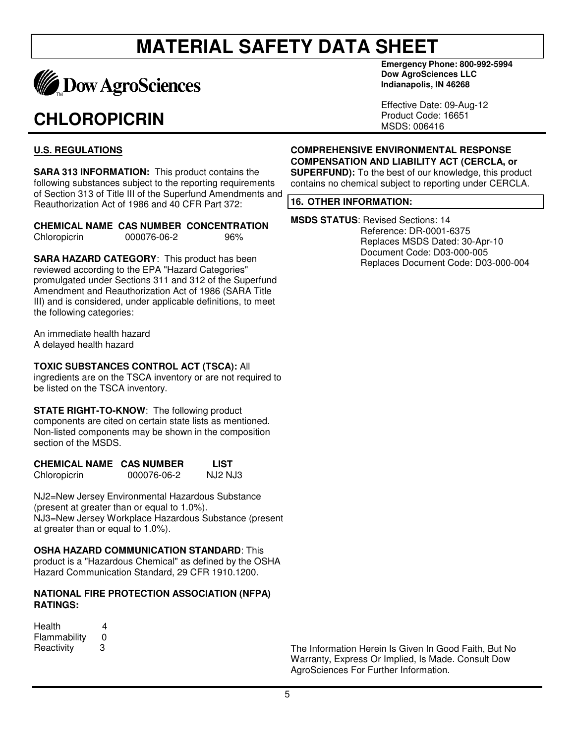# MATERIAL SAFETY DATA SHEET

Dow AgroSciences

**Emergency Phone: 800-992-5994**
**Dow AgroSciences LLC**
**Indianapolis, IN 46268**

# CHLOROPICRIN

Effective Date: 09-Aug-12
Product Code: 16651
MSDS: 006416

## U.S. REGULATIONS

**SARA 313 INFORMATION:** This product contains the following substances subject to the reporting requirements of Section 313 of Title III of the Superfund Amendments and Reauthorization Act of 1986 and 40 CFR Part 372:

| CHEMICAL NAME | CAS NUMBER | CONCENTRATION |
| --- | --- | --- |
| Chloropicrin | 000076-06-2 | 96% |

**SARA HAZARD CATEGORY**: This product has been reviewed according to the EPA "Hazard Categories" promulgated under Sections 311 and 312 of the Superfund Amendment and Reauthorization Act of 1986 (SARA Title III) and is considered, under applicable definitions, to meet the following categories:

An immediate health hazard
A delayed health hazard

**TOXIC SUBSTANCES CONTROL ACT (TSCA):** All ingredients are on the TSCA inventory or are not required to be listed on the TSCA inventory.

**STATE RIGHT-TO-KNOW**: The following product components are cited on certain state lists as mentioned. Non-listed components may be shown in the composition section of the MSDS.

| CHEMICAL NAME | CAS NUMBER | LIST |
| --- | --- | --- |
| Chloropicrin | 000076-06-2 | NJ2 NJ3 |

NJ2=New Jersey Environmental Hazardous Substance (present at greater than or equal to 1.0%).
NJ3=New Jersey Workplace Hazardous Substance (present at greater than or equal to 1.0%).

**OSHA HAZARD COMMUNICATION STANDARD**: This product is a "Hazardous Chemical" as defined by the OSHA Hazard Communication Standard, 29 CFR 1910.1200.

**NATIONAL FIRE PROTECTION ASSOCIATION (NFPA) RATINGS:**

| | |
| --- | --- |
| Health | 4 |
| Flammability | 0 |
| Reactivity | 3 |

**COMPREHENSIVE ENVIRONMENTAL RESPONSE COMPENSATION AND LIABILITY ACT (CERCLA, or SUPERFUND):** To the best of our knowledge, this product contains no chemical subject to reporting under CERCLA.

## 16. OTHER INFORMATION:

**MSDS STATUS**: Revised Sections: 14
Reference: DR-0001-6375
Replaces MSDS Dated: 30-Apr-10
Document Code: D03-000-005
Replaces Document Code: D03-000-004

The Information Herein Is Given In Good Faith, But No Warranty, Express Or Implied, Is Made. Consult Dow AgroSciences For Further Information.